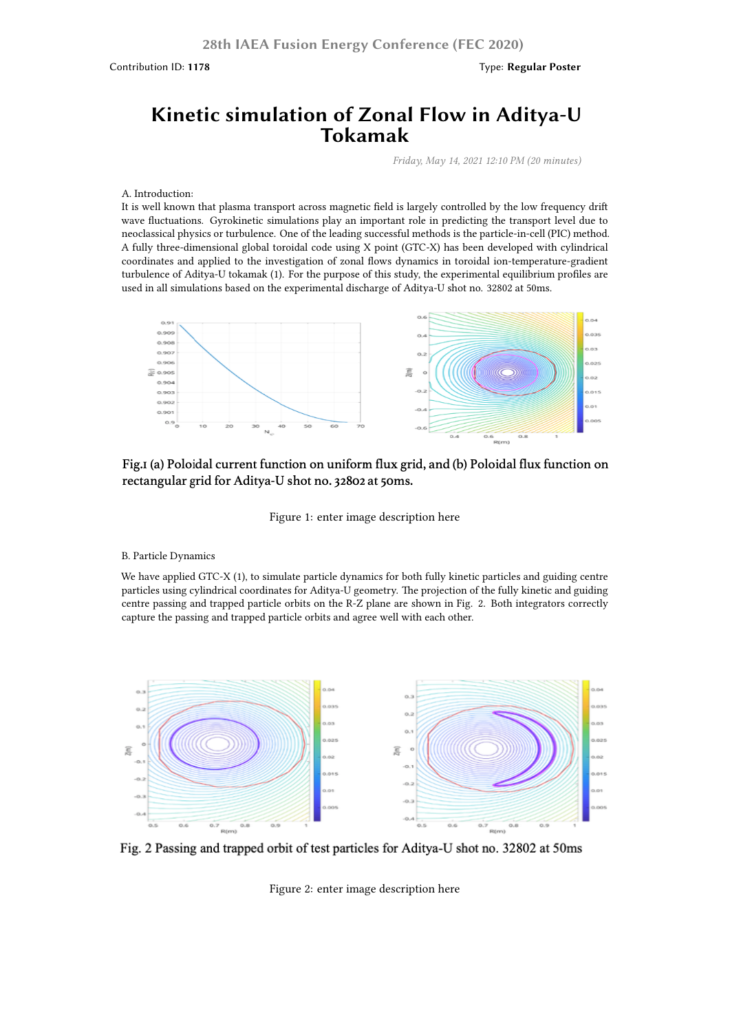28th IAEA Fusion Energy Conference (FEC 2020)

Contribution ID: **1178** Type: **Regular Poster**

# Kinetic simulation of Zonal Flow in Aditya-U Tokamak

*Friday, May 14, 2021 12:10 PM (20 minutes)*

A. Introduction:

It is well known that plasma transport across magnetic field is largely controlled by the low frequency drift wave fluctuations. Gyrokinetic simulations play an important role in predicting the transport level due to neoclassical physics or turbulence. One of the leading successful methods is the particle-in-cell (PIC) method. A fully three-dimensional global toroidal code using X point (GTC-X) has been developed with cylindrical coordinates and applied to the investigation of zonal flows dynamics in toroidal ion-temperature-gradient turbulence of Aditya-U tokamak (1). For the purpose of this study, the experimental equilibrium profiles are used in all simulations based on the experimental discharge of Aditya-U shot no. 32802 at 50ms.

**Fig.1 (a) Poloidal current function on uniform flux grid, and (b) Poloidal flux function on rectangular grid for Aditya-U shot no. 32802 at 50ms.**

Figure 1: enter image description here

B. Particle Dynamics

We have applied GTC-X (1), to simulate particle dynamics for both fully kinetic particles and guiding centre particles using cylindrical coordinates for Aditya-U geometry. The projection of the fully kinetic and guiding centre passing and trapped particle orbits on the R-Z plane are shown in Fig. 2. Both integrators correctly capture the passing and trapped particle orbits and agree well with each other.

Fig. 2 Passing and trapped orbit of test particles for Aditya-U shot no. 32802 at 50ms

Figure 2: enter image description here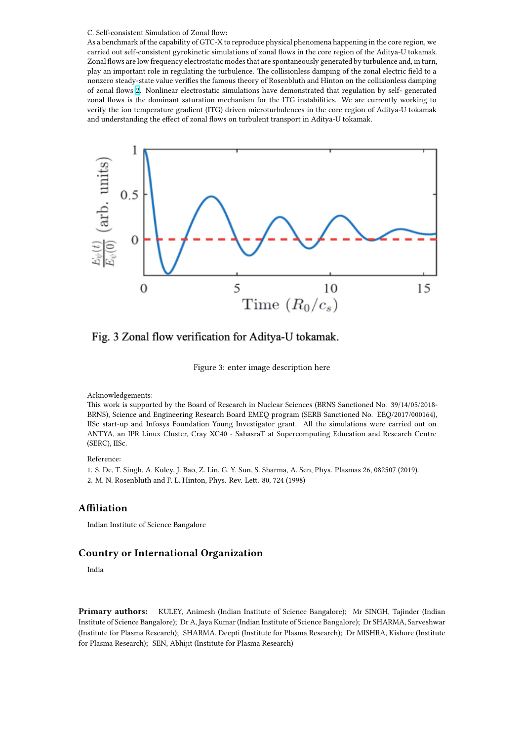C. Self-consistent Simulation of Zonal flow:
As a benchmark of the capability of GTC-X to reproduce physical phenomena happening in the core region, we carried out self-consistent gyrokinetic simulations of zonal flows in the core region of the Aditya-U tokamak. Zonal flows are low frequency electrostatic modes that are spontaneously generated by turbulence and, in turn, play an important role in regulating the turbulence. The collisionless damping of the zonal electric field to a nonzero steady-state value verifies the famous theory of Rosenbluth and Hinton on the collisionless damping of zonal flows [2]. Nonlinear electrostatic simulations have demonstrated that regulation by self- generated zonal flows is the dominant saturation mechanism for the ITG instabilities. We are currently working to verify the ion temperature gradient (ITG) driven microturbulences in the core region of Aditya-U tokamak and understanding the effect of zonal flows on turbulent transport in Aditya-U tokamak.

Fig. 3 Zonal flow verification for Aditya-U tokamak.

Figure 3: enter image description here

Acknowledgements:
This work is supported by the Board of Research in Nuclear Sciences (BRNS Sanctioned No. 39/14/05/2018-BRNS), Science and Engineering Research Board EMEQ program (SERB Sanctioned No. EEQ/2017/000164), IISc start-up and Infosys Foundation Young Investigator grant. All the simulations were carried out on ANTYA, an IPR Linux Cluster, Cray XC40 - SahasraT at Supercomputing Education and Research Centre (SERC), IISc.

Reference:

1. S. De, T. Singh, A. Kuley, J. Bao, Z. Lin, G. Y. Sun, S. Sharma, A. Sen, Phys. Plasmas 26, 082507 (2019).
2. M. N. Rosenbluth and F. L. Hinton, Phys. Rev. Lett. 80, 724 (1998)

## Affiliation

Indian Institute of Science Bangalore

## Country or International Organization

India

**Primary authors:** KULEY, Animesh (Indian Institute of Science Bangalore); Mr SINGH, Tajinder (Indian Institute of Science Bangalore); Dr A, Jaya Kumar (Indian Institute of Science Bangalore); Dr SHARMA, Sarveshwar (Institute for Plasma Research); SHARMA, Deepti (Institute for Plasma Research); Dr MISHRA, Kishore (Institute for Plasma Research); SEN, Abhijit (Institute for Plasma Research)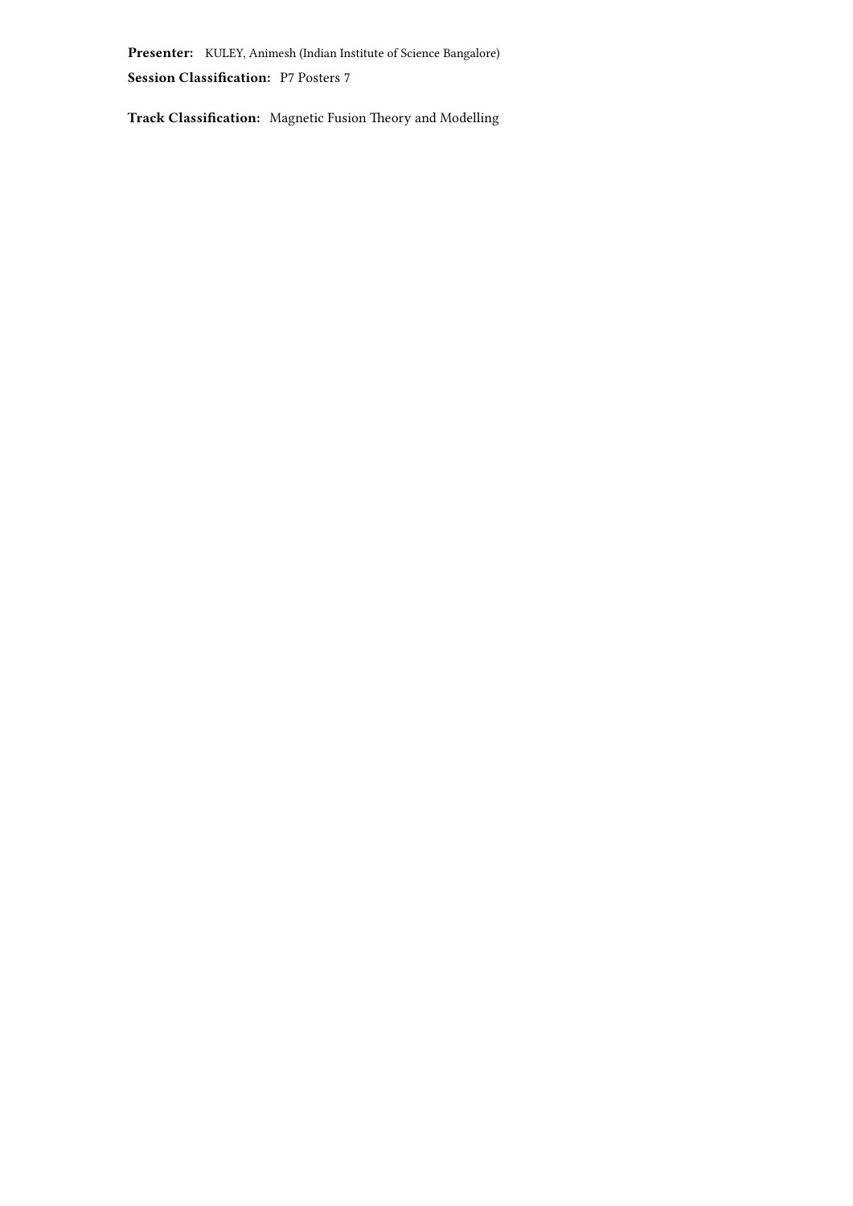**Presenter:** KULEY, Animesh (Indian Institute of Science Bangalore)

**Session Classification:** P7 Posters 7

**Track Classification:** Magnetic Fusion Theory and Modelling